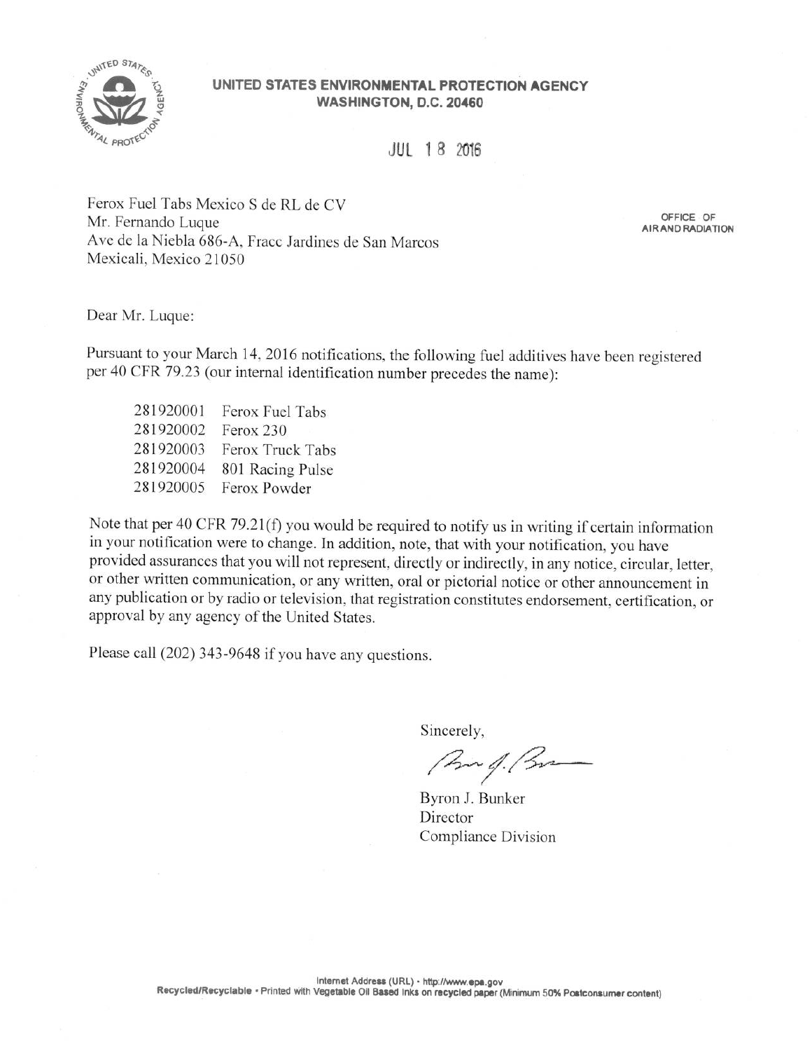**UNITED STATES ENVIRONMENTAL PROTECTION AGENCY**
**WASHINGTON, D.C. 20460**

JUL 18 2016

OFFICE OF AIR AND RADIATION

Ferox Fuel Tabs Mexico S de RL de CV
Mr. Fernando Luque
Ave de la Niebla 686-A, Fracc Jardines de San Marcos
Mexicali, Mexico 21050

Dear Mr. Luque:

Pursuant to your March 14, 2016 notifications, the following fuel additives have been registered per 40 CFR 79.23 (our internal identification number precedes the name):

| | |
|---|---|
| 281920001 | Ferox Fuel Tabs |
| 281920002 | Ferox 230 |
| 281920003 | Ferox Truck Tabs |
| 281920004 | 801 Racing Pulse |
| 281920005 | Ferox Powder |

Note that per 40 CFR 79.21(f) you would be required to notify us in writing if certain information in your notification were to change. In addition, note, that with your notification, you have provided assurances that you will not represent, directly or indirectly, in any notice, circular, letter, or other written communication, or any written, oral or pictorial notice or other announcement in any publication or by radio or television, that registration constitutes endorsement, certification, or approval by any agency of the United States.

Please call (202) 343-9648 if you have any questions.

Sincerely,

Byron J. Bunker
Director
Compliance Division

Internet Address (URL) • http://www.epa.gov
Recycled/Recyclable • Printed with Vegetable Oil Based Inks on recycled paper (Minimum 50% Postconsumer content)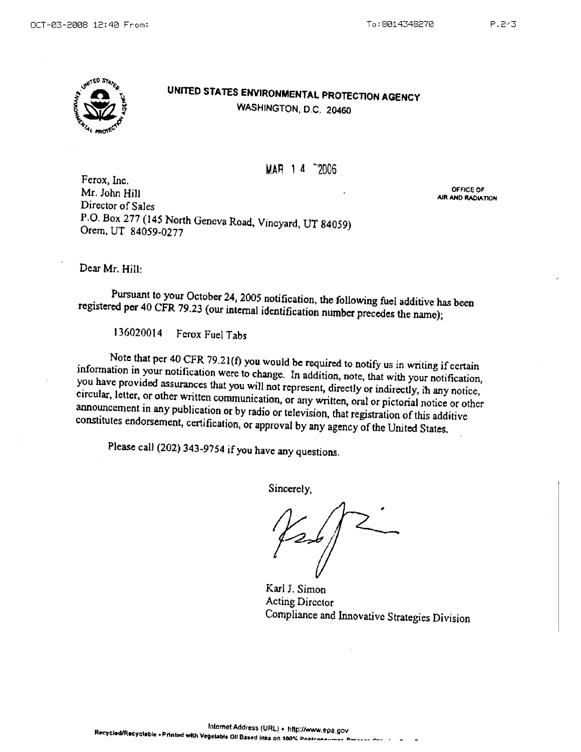# UNITED STATES ENVIRONMENTAL PROTECTION AGENCY

WASHINGTON, D.C. 20460

MAR 14 2006

OFFICE OF AIR AND RADIATION

Ferox, Inc.
Mr. John Hill
Director of Sales
P.O. Box 277 (145 North Geneva Road, Vineyard, UT 84059)
Orem, UT 84059-0277

Dear Mr. Hill:

Pursuant to your October 24, 2005 notification, the following fuel additive has been registered per 40 CFR 79.23 (our internal identification number precedes the name);

136020014 Ferox Fuel Tabs

Note that per 40 CFR 79.21(f) you would be required to notify us in writing if certain information in your notification were to change. In addition, note, that with your notification, you have provided assurances that you will not represent, directly or indirectly, in any notice, circular, letter, or other written communication, or any written, oral or pictorial notice or other announcement in any publication or by radio or television, that registration of this additive constitutes endorsement, certification, or approval by any agency of the United States.

Please call (202) 343-9754 if you have any questions.

Sincerely,

Karl J. Simon
Acting Director
Compliance and Innovative Strategies Division

Internet Address (URL) • http://www.epa.gov
Recycled/Recyclable • Printed with Vegetable Oil Based Inks on 100% Postconsumer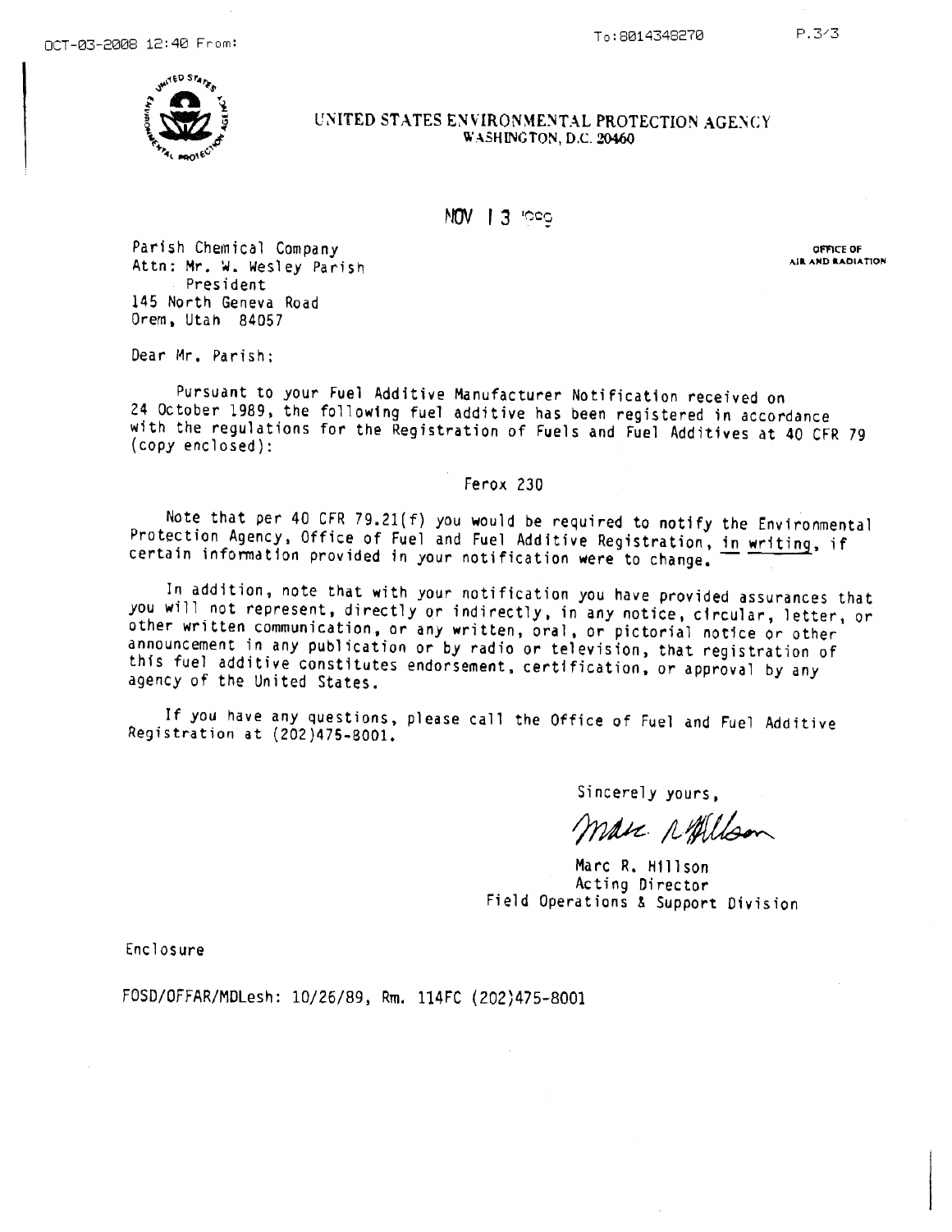UNITED STATES ENVIRONMENTAL PROTECTION AGENCY
WASHINGTON, D.C. 20460

NOV 13 1989

OFFICE OF
AIR AND RADIATION

Parish Chemical Company
Attn: Mr. W. Wesley Parish
President
145 North Geneva Road
Orem, Utah 84057

Dear Mr. Parish:

Pursuant to your Fuel Additive Manufacturer Notification received on 24 October 1989, the following fuel additive has been registered in accordance with the regulations for the Registration of Fuels and Fuel Additives at 40 CFR 79 (copy enclosed):

Ferox 230

Note that per 40 CFR 79.21(f) you would be required to notify the Environmental Protection Agency, Office of Fuel and Fuel Additive Registration, in writing, if certain information provided in your notification were to change.

In addition, note that with your notification you have provided assurances that you will not represent, directly or indirectly, in any notice, circular, letter, or other written communication, or any written, oral, or pictorial notice or other announcement in any publication or by radio or television, that registration of this fuel additive constitutes endorsement, certification, or approval by any agency of the United States.

If you have any questions, please call the Office of Fuel and Fuel Additive Registration at (202)475-8001.

Sincerely yours,

Marc R. Hillson
Acting Director
Field Operations & Support Division

Enclosure

FOSD/OFFAR/MDLesh: 10/26/89, Rm. 114FC (202)475-8001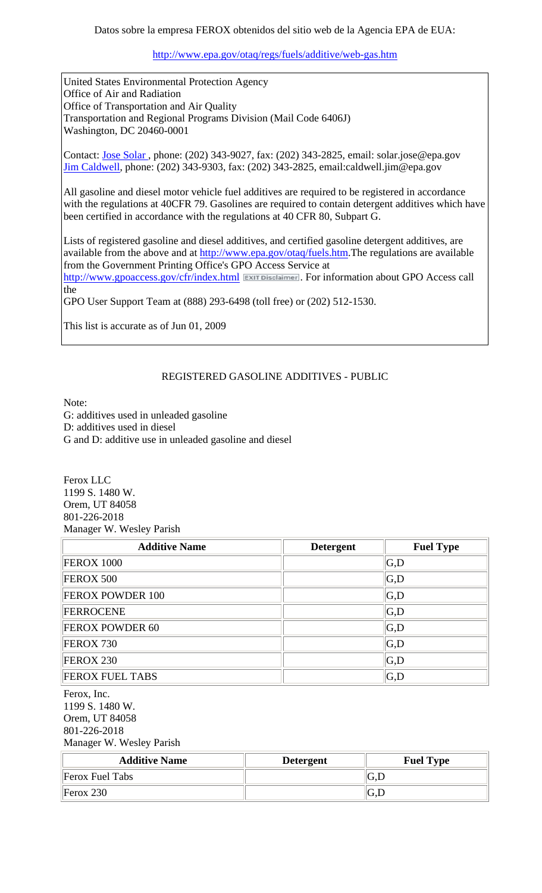Datos sobre la empresa FEROX obtenidos del sitio web de la Agencia EPA de EUA:

http://www.epa.gov/otaq/regs/fuels/additive/web-gas.htm

United States Environmental Protection Agency
Office of Air and Radiation
Office of Transportation and Air Quality
Transportation and Regional Programs Division (Mail Code 6406J)
Washington, DC 20460-0001

Contact: Jose Solar , phone: (202) 343-9027, fax: (202) 343-2825, email: solar.jose@epa.gov
Jim Caldwell, phone: (202) 343-9303, fax: (202) 343-2825, email:caldwell.jim@epa.gov

All gasoline and diesel motor vehicle fuel additives are required to be registered in accordance with the regulations at 40CFR 79. Gasolines are required to contain detergent additives which have been certified in accordance with the regulations at 40 CFR 80, Subpart G.

Lists of registered gasoline and diesel additives, and certified gasoline detergent additives, are available from the above and at http://www.epa.gov/otaq/fuels.htm.The regulations are available from the Government Printing Office's GPO Access Service at http://www.gpoaccess.gov/cfr/index.html EXIT Disclaimer. For information about GPO Access call the
GPO User Support Team at (888) 293-6498 (toll free) or (202) 512-1530.

This list is accurate as of Jun 01, 2009

## REGISTERED GASOLINE ADDITIVES - PUBLIC

Note:
G: additives used in unleaded gasoline
D: additives used in diesel
G and D: additive use in unleaded gasoline and diesel

Ferox LLC
1199 S. 1480 W.
Orem, UT 84058
801-226-2018
Manager W. Wesley Parish

| Additive Name | Detergent | Fuel Type |
|---|---|---|
| FEROX 1000 | | G,D |
| FEROX 500 | | G,D |
| FEROX POWDER 100 | | G,D |
| FERROCENE | | G,D |
| FEROX POWDER 60 | | G,D |
| FEROX 730 | | G,D |
| FEROX 230 | | G,D |
| FEROX FUEL TABS | | G,D |

Ferox, Inc.
1199 S. 1480 W.
Orem, UT 84058
801-226-2018
Manager W. Wesley Parish

| Additive Name | Detergent | Fuel Type |
|---|---|---|
| Ferox Fuel Tabs | | G,D |
| Ferox 230 | | G,D |